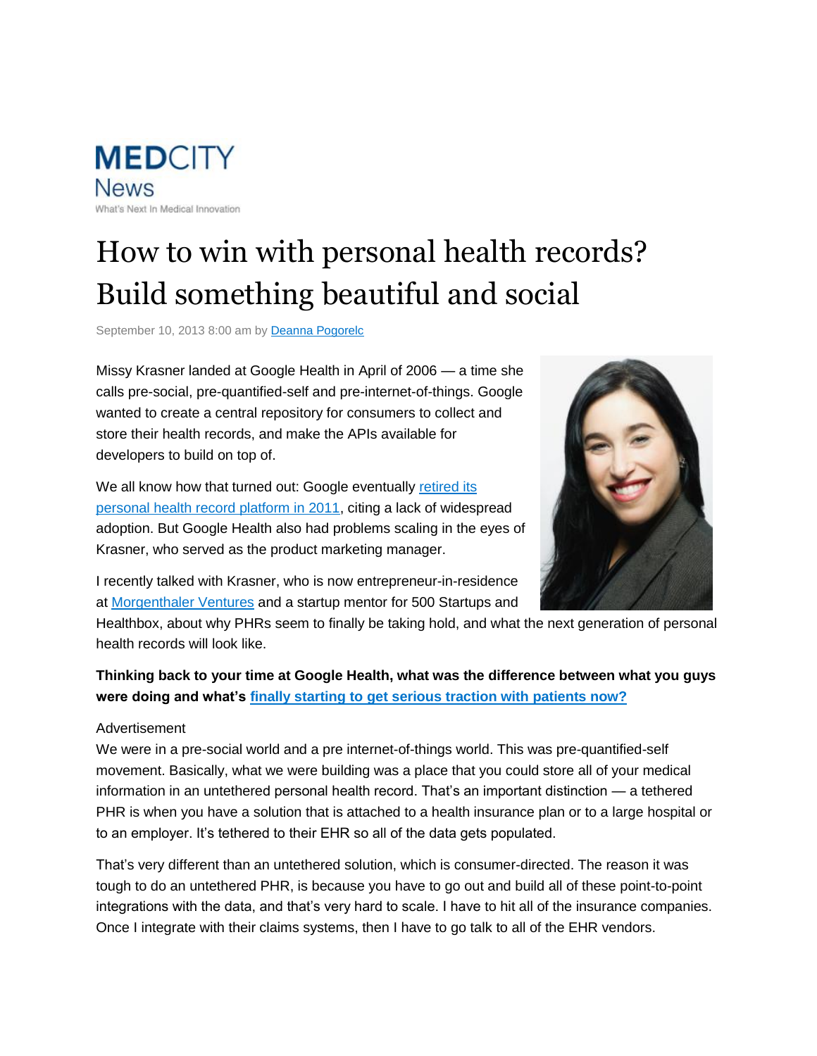MEDCITY News

What's Next In Medical Innovation

# How to win with personal health records? Build something beautiful and social

September 10, 2013 8:00 am by Deanna Pogorelc

Missy Krasner landed at Google Health in April of 2006 — a time she calls pre-social, pre-quantified-self and pre-internet-of-things. Google wanted to create a central repository for consumers to collect and store their health records, and make the APIs available for developers to build on top of.

We all know how that turned out: Google eventually retired its personal health record platform in 2011, citing a lack of widespread adoption. But Google Health also had problems scaling in the eyes of Krasner, who served as the product marketing manager.

I recently talked with Krasner, who is now entrepreneur-in-residence at Morgenthaler Ventures and a startup mentor for 500 Startups and Healthbox, about why PHRs seem to finally be taking hold, and what the next generation of personal health records will look like.

**Thinking back to your time at Google Health, what was the difference between what you guys were doing and what's finally starting to get serious traction with patients now?**

Advertisement

We were in a pre-social world and a pre internet-of-things world. This was pre-quantified-self movement. Basically, what we were building was a place that you could store all of your medical information in an untethered personal health record. That's an important distinction — a tethered PHR is when you have a solution that is attached to a health insurance plan or to a large hospital or to an employer. It's tethered to their EHR so all of the data gets populated.

That's very different than an untethered solution, which is consumer-directed. The reason it was tough to do an untethered PHR, is because you have to go out and build all of these point-to-point integrations with the data, and that's very hard to scale. I have to hit all of the insurance companies. Once I integrate with their claims systems, then I have to go talk to all of the EHR vendors.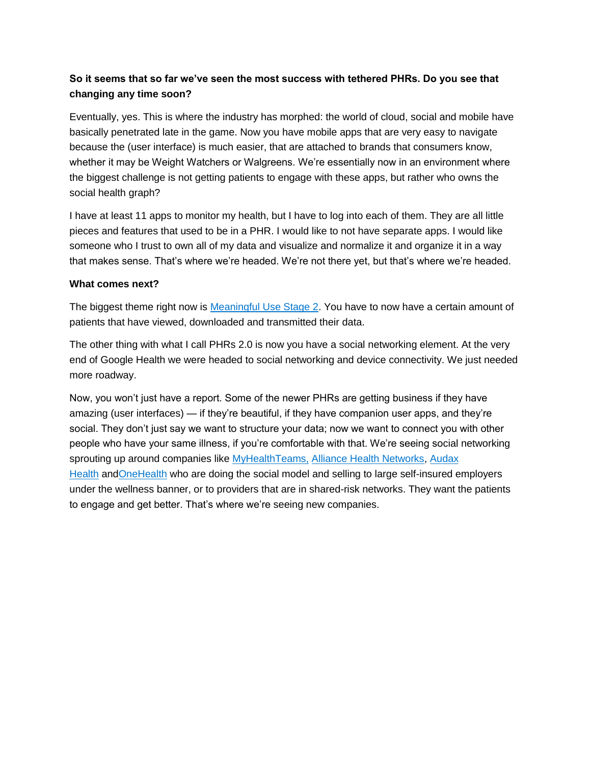**So it seems that so far we've seen the most success with tethered PHRs. Do you see that changing any time soon?**

Eventually, yes. This is where the industry has morphed: the world of cloud, social and mobile have basically penetrated late in the game. Now you have mobile apps that are very easy to navigate because the (user interface) is much easier, that are attached to brands that consumers know, whether it may be Weight Watchers or Walgreens. We're essentially now in an environment where the biggest challenge is not getting patients to engage with these apps, but rather who owns the social health graph?

I have at least 11 apps to monitor my health, but I have to log into each of them. They are all little pieces and features that used to be in a PHR. I would like to not have separate apps. I would like someone who I trust to own all of my data and visualize and normalize it and organize it in a way that makes sense. That's where we're headed. We're not there yet, but that's where we're headed.

**What comes next?**

The biggest theme right now is Meaningful Use Stage 2. You have to now have a certain amount of patients that have viewed, downloaded and transmitted their data.

The other thing with what I call PHRs 2.0 is now you have a social networking element. At the very end of Google Health we were headed to social networking and device connectivity. We just needed more roadway.

Now, you won't just have a report. Some of the newer PHRs are getting business if they have amazing (user interfaces) — if they're beautiful, if they have companion user apps, and they're social. They don't just say we want to structure your data; now we want to connect you with other people who have your same illness, if you're comfortable with that. We're seeing social networking sprouting up around companies like MyHealthTeams, Alliance Health Networks, Audax Health andOneHealth who are doing the social model and selling to large self-insured employers under the wellness banner, or to providers that are in shared-risk networks. They want the patients to engage and get better. That's where we're seeing new companies.